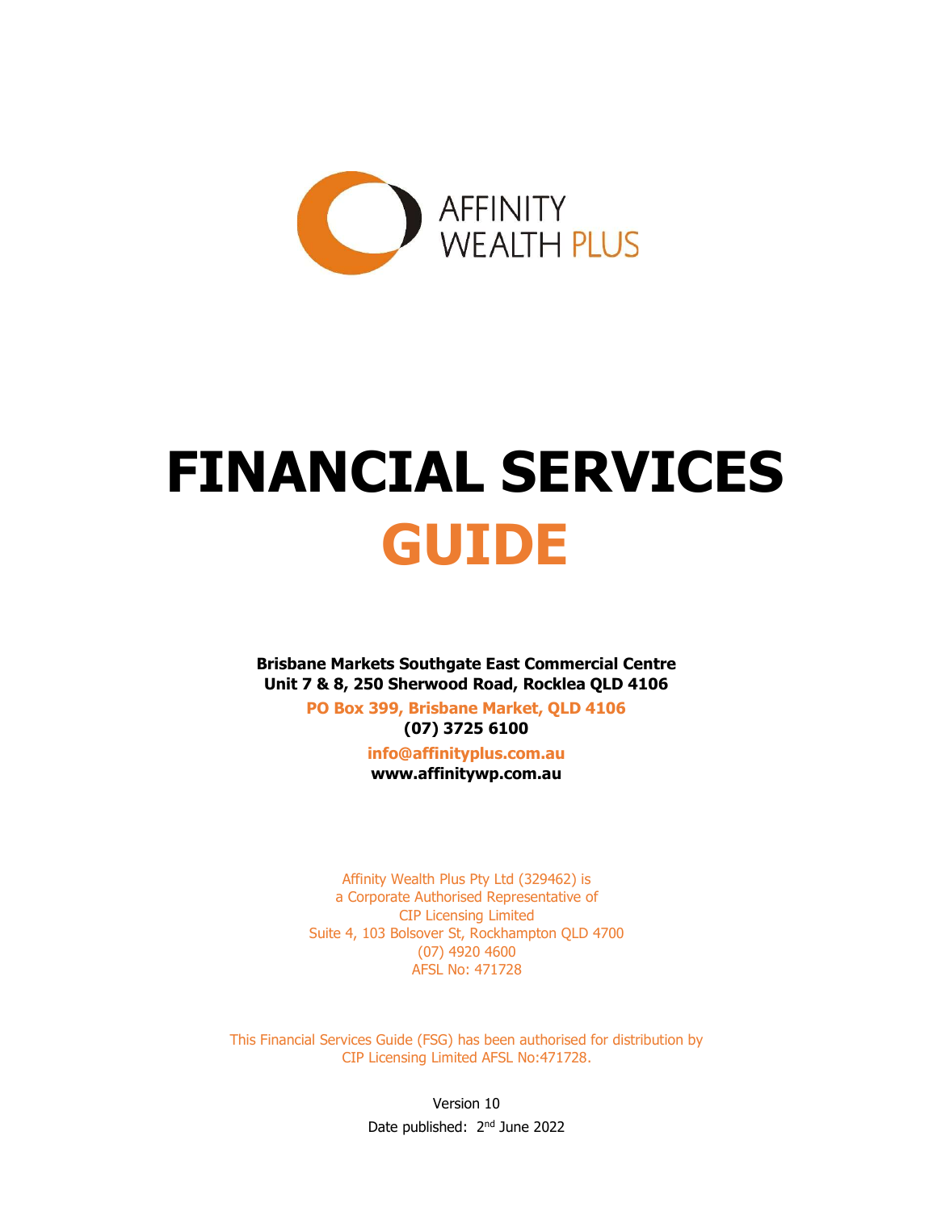AFFINITY WEALTH PLUS

# FINANCIAL SERVICES GUIDE

**Brisbane Markets Southgate East Commercial Centre**
**Unit 7 & 8, 250 Sherwood Road, Rocklea QLD 4106**
**PO Box 399, Brisbane Market, QLD 4106**
**(07) 3725 6100**
**info@affinityplus.com.au**
**www.affinitywp.com.au**

Affinity Wealth Plus Pty Ltd (329462) is
a Corporate Authorised Representative of
CIP Licensing Limited
Suite 4, 103 Bolsover St, Rockhampton QLD 4700
(07) 4920 4600
AFSL No: 471728

This Financial Services Guide (FSG) has been authorised for distribution by
CIP Licensing Limited AFSL No:471728.

Version 10
Date published: 2nd June 2022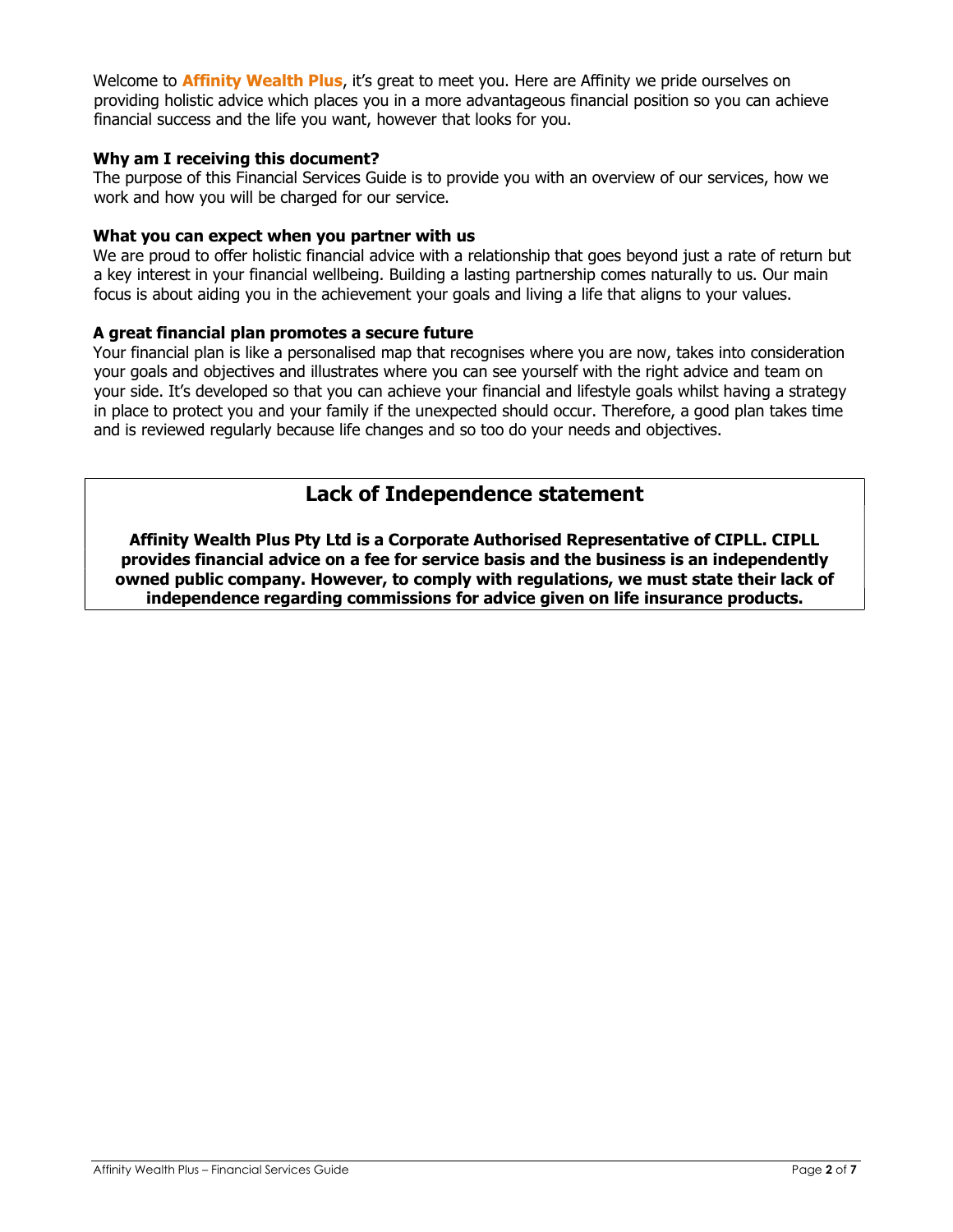Welcome to **Affinity Wealth Plus**, it's great to meet you. Here are Affinity we pride ourselves on providing holistic advice which places you in a more advantageous financial position so you can achieve financial success and the life you want, however that looks for you.

**Why am I receiving this document?**

The purpose of this Financial Services Guide is to provide you with an overview of our services, how we work and how you will be charged for our service.

**What you can expect when you partner with us**

We are proud to offer holistic financial advice with a relationship that goes beyond just a rate of return but a key interest in your financial wellbeing. Building a lasting partnership comes naturally to us. Our main focus is about aiding you in the achievement your goals and living a life that aligns to your values.

**A great financial plan promotes a secure future**

Your financial plan is like a personalised map that recognises where you are now, takes into consideration your goals and objectives and illustrates where you can see yourself with the right advice and team on your side. It's developed so that you can achieve your financial and lifestyle goals whilst having a strategy in place to protect you and your family if the unexpected should occur. Therefore, a good plan takes time and is reviewed regularly because life changes and so too do your needs and objectives.

## Lack of Independence statement

**Affinity Wealth Plus Pty Ltd is a Corporate Authorised Representative of CIPLL. CIPLL provides financial advice on a fee for service basis and the business is an independently owned public company. However, to comply with regulations, we must state their lack of independence regarding commissions for advice given on life insurance products.**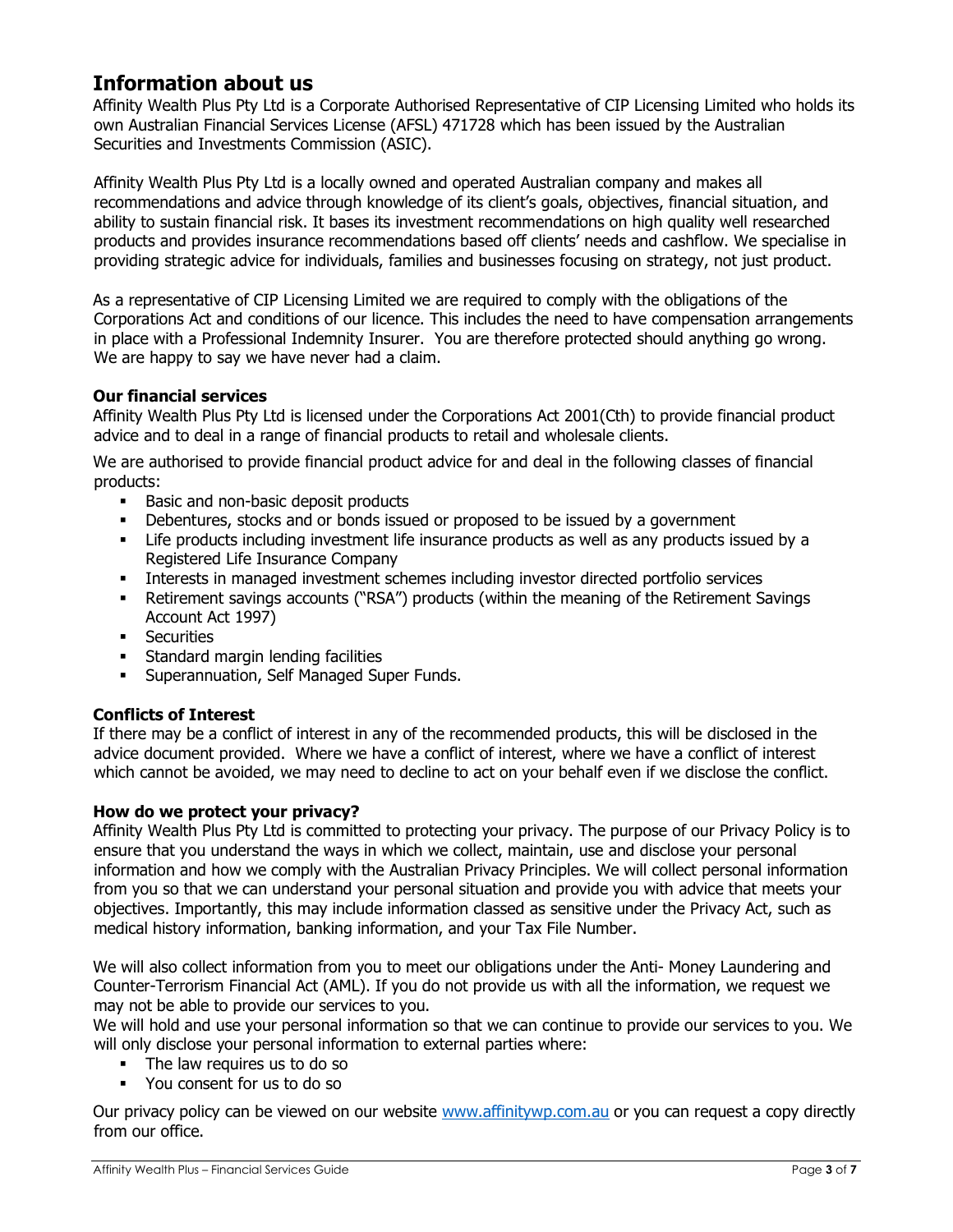# Information about us

Affinity Wealth Plus Pty Ltd is a Corporate Authorised Representative of CIP Licensing Limited who holds its own Australian Financial Services License (AFSL) 471728 which has been issued by the Australian Securities and Investments Commission (ASIC).

Affinity Wealth Plus Pty Ltd is a locally owned and operated Australian company and makes all recommendations and advice through knowledge of its client's goals, objectives, financial situation, and ability to sustain financial risk. It bases its investment recommendations on high quality well researched products and provides insurance recommendations based off clients' needs and cashflow. We specialise in providing strategic advice for individuals, families and businesses focusing on strategy, not just product.

As a representative of CIP Licensing Limited we are required to comply with the obligations of the Corporations Act and conditions of our licence. This includes the need to have compensation arrangements in place with a Professional Indemnity Insurer. You are therefore protected should anything go wrong. We are happy to say we have never had a claim.

### Our financial services

Affinity Wealth Plus Pty Ltd is licensed under the Corporations Act 2001(Cth) to provide financial product advice and to deal in a range of financial products to retail and wholesale clients.

We are authorised to provide financial product advice for and deal in the following classes of financial products:

- Basic and non-basic deposit products
- Debentures, stocks and or bonds issued or proposed to be issued by a government
- Life products including investment life insurance products as well as any products issued by a Registered Life Insurance Company
- Interests in managed investment schemes including investor directed portfolio services
- Retirement savings accounts ("RSA") products (within the meaning of the Retirement Savings Account Act 1997)
- Securities
- Standard margin lending facilities
- Superannuation, Self Managed Super Funds.

### Conflicts of Interest

If there may be a conflict of interest in any of the recommended products, this will be disclosed in the advice document provided. Where we have a conflict of interest, where we have a conflict of interest which cannot be avoided, we may need to decline to act on your behalf even if we disclose the conflict.

### How do we protect your privacy?

Affinity Wealth Plus Pty Ltd is committed to protecting your privacy. The purpose of our Privacy Policy is to ensure that you understand the ways in which we collect, maintain, use and disclose your personal information and how we comply with the Australian Privacy Principles. We will collect personal information from you so that we can understand your personal situation and provide you with advice that meets your objectives. Importantly, this may include information classed as sensitive under the Privacy Act, such as medical history information, banking information, and your Tax File Number.

We will also collect information from you to meet our obligations under the Anti- Money Laundering and Counter-Terrorism Financial Act (AML). If you do not provide us with all the information, we request we may not be able to provide our services to you.

We will hold and use your personal information so that we can continue to provide our services to you. We will only disclose your personal information to external parties where:

- The law requires us to do so
- You consent for us to do so

Our privacy policy can be viewed on our website www.affinitywp.com.au or you can request a copy directly from our office.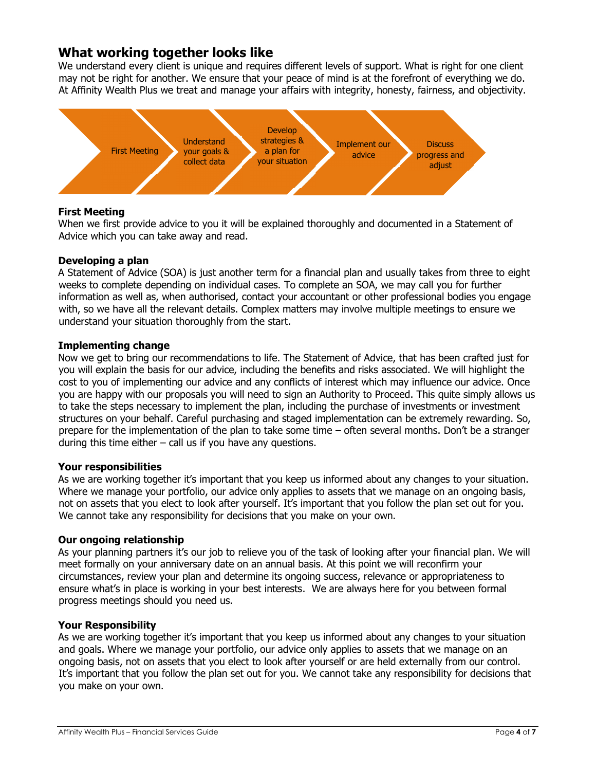## What working together looks like

We understand every client is unique and requires different levels of support. What is right for one client may not be right for another. We ensure that your peace of mind is at the forefront of everything we do. At Affinity Wealth Plus we treat and manage your affairs with integrity, honesty, fairness, and objectivity.

First Meeting → Understand your goals & collect data → Develop strategies & a plan for your situation → Implement our advice → Discuss progress and adjust

### First Meeting

When we first provide advice to you it will be explained thoroughly and documented in a Statement of Advice which you can take away and read.

### Developing a plan

A Statement of Advice (SOA) is just another term for a financial plan and usually takes from three to eight weeks to complete depending on individual cases. To complete an SOA, we may call you for further information as well as, when authorised, contact your accountant or other professional bodies you engage with, so we have all the relevant details. Complex matters may involve multiple meetings to ensure we understand your situation thoroughly from the start.

### Implementing change

Now we get to bring our recommendations to life. The Statement of Advice, that has been crafted just for you will explain the basis for our advice, including the benefits and risks associated. We will highlight the cost to you of implementing our advice and any conflicts of interest which may influence our advice. Once you are happy with our proposals you will need to sign an Authority to Proceed. This quite simply allows us to take the steps necessary to implement the plan, including the purchase of investments or investment structures on your behalf. Careful purchasing and staged implementation can be extremely rewarding. So, prepare for the implementation of the plan to take some time – often several months. Don't be a stranger during this time either – call us if you have any questions.

### Your responsibilities

As we are working together it's important that you keep us informed about any changes to your situation. Where we manage your portfolio, our advice only applies to assets that we manage on an ongoing basis, not on assets that you elect to look after yourself. It's important that you follow the plan set out for you. We cannot take any responsibility for decisions that you make on your own.

### Our ongoing relationship

As your planning partners it's our job to relieve you of the task of looking after your financial plan. We will meet formally on your anniversary date on an annual basis. At this point we will reconfirm your circumstances, review your plan and determine its ongoing success, relevance or appropriateness to ensure what's in place is working in your best interests. We are always here for you between formal progress meetings should you need us.

### Your Responsibility

As we are working together it's important that you keep us informed about any changes to your situation and goals. Where we manage your portfolio, our advice only applies to assets that we manage on an ongoing basis, not on assets that you elect to look after yourself or are held externally from our control. It's important that you follow the plan set out for you. We cannot take any responsibility for decisions that you make on your own.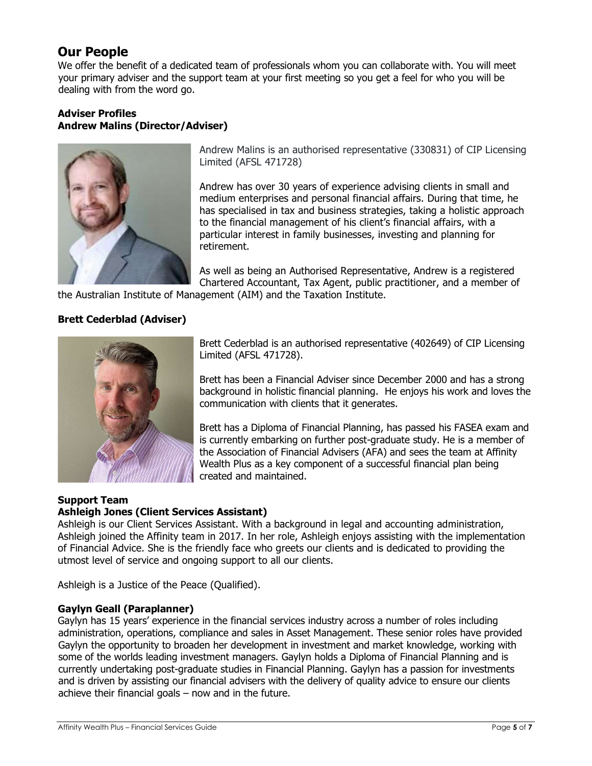## Our People

We offer the benefit of a dedicated team of professionals whom you can collaborate with. You will meet your primary adviser and the support team at your first meeting so you get a feel for who you will be dealing with from the word go.

### Adviser Profiles

#### Andrew Malins (Director/Adviser)

Andrew Malins is an authorised representative (330831) of CIP Licensing Limited (AFSL 471728)

Andrew has over 30 years of experience advising clients in small and medium enterprises and personal financial affairs. During that time, he has specialised in tax and business strategies, taking a holistic approach to the financial management of his client's financial affairs, with a particular interest in family businesses, investing and planning for retirement.

As well as being an Authorised Representative, Andrew is a registered Chartered Accountant, Tax Agent, public practitioner, and a member of the Australian Institute of Management (AIM) and the Taxation Institute.

#### Brett Cederblad (Adviser)

Brett Cederblad is an authorised representative (402649) of CIP Licensing Limited (AFSL 471728).

Brett has been a Financial Adviser since December 2000 and has a strong background in holistic financial planning. He enjoys his work and loves the communication with clients that it generates.

Brett has a Diploma of Financial Planning, has passed his FASEA exam and is currently embarking on further post-graduate study. He is a member of the Association of Financial Advisers (AFA) and sees the team at Affinity Wealth Plus as a key component of a successful financial plan being created and maintained.

### Support Team

#### Ashleigh Jones (Client Services Assistant)

Ashleigh is our Client Services Assistant. With a background in legal and accounting administration, Ashleigh joined the Affinity team in 2017. In her role, Ashleigh enjoys assisting with the implementation of Financial Advice. She is the friendly face who greets our clients and is dedicated to providing the utmost level of service and ongoing support to all our clients.

Ashleigh is a Justice of the Peace (Qualified).

#### Gaylyn Geall (Paraplanner)

Gaylyn has 15 years' experience in the financial services industry across a number of roles including administration, operations, compliance and sales in Asset Management. These senior roles have provided Gaylyn the opportunity to broaden her development in investment and market knowledge, working with some of the worlds leading investment managers. Gaylyn holds a Diploma of Financial Planning and is currently undertaking post-graduate studies in Financial Planning. Gaylyn has a passion for investments and is driven by assisting our financial advisers with the delivery of quality advice to ensure our clients achieve their financial goals – now and in the future.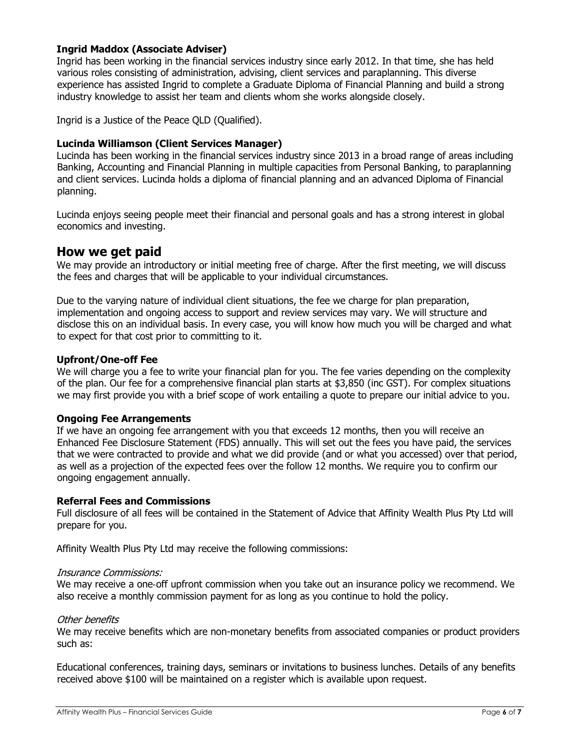**Ingrid Maddox (Associate Adviser)**

Ingrid has been working in the financial services industry since early 2012. In that time, she has held various roles consisting of administration, advising, client services and paraplanning. This diverse experience has assisted Ingrid to complete a Graduate Diploma of Financial Planning and build a strong industry knowledge to assist her team and clients whom she works alongside closely.

Ingrid is a Justice of the Peace QLD (Qualified).

**Lucinda Williamson (Client Services Manager)**

Lucinda has been working in the financial services industry since 2013 in a broad range of areas including Banking, Accounting and Financial Planning in multiple capacities from Personal Banking, to paraplanning and client services. Lucinda holds a diploma of financial planning and an advanced Diploma of Financial planning.

Lucinda enjoys seeing people meet their financial and personal goals and has a strong interest in global economics and investing.

## How we get paid

We may provide an introductory or initial meeting free of charge. After the first meeting, we will discuss the fees and charges that will be applicable to your individual circumstances.

Due to the varying nature of individual client situations, the fee we charge for plan preparation, implementation and ongoing access to support and review services may vary. We will structure and disclose this on an individual basis. In every case, you will know how much you will be charged and what to expect for that cost prior to committing to it.

**Upfront/One-off Fee**

We will charge you a fee to write your financial plan for you. The fee varies depending on the complexity of the plan. Our fee for a comprehensive financial plan starts at $3,850 (inc GST). For complex situations we may first provide you with a brief scope of work entailing a quote to prepare our initial advice to you.

**Ongoing Fee Arrangements**

If we have an ongoing fee arrangement with you that exceeds 12 months, then you will receive an Enhanced Fee Disclosure Statement (FDS) annually. This will set out the fees you have paid, the services that we were contracted to provide and what we did provide (and or what you accessed) over that period, as well as a projection of the expected fees over the follow 12 months. We require you to confirm our ongoing engagement annually.

**Referral Fees and Commissions**

Full disclosure of all fees will be contained in the Statement of Advice that Affinity Wealth Plus Pty Ltd will prepare for you.

Affinity Wealth Plus Pty Ltd may receive the following commissions:

*Insurance Commissions:*

We may receive a one-off upfront commission when you take out an insurance policy we recommend. We also receive a monthly commission payment for as long as you continue to hold the policy.

*Other benefits*

We may receive benefits which are non-monetary benefits from associated companies or product providers such as:

Educational conferences, training days, seminars or invitations to business lunches. Details of any benefits received above $100 will be maintained on a register which is available upon request.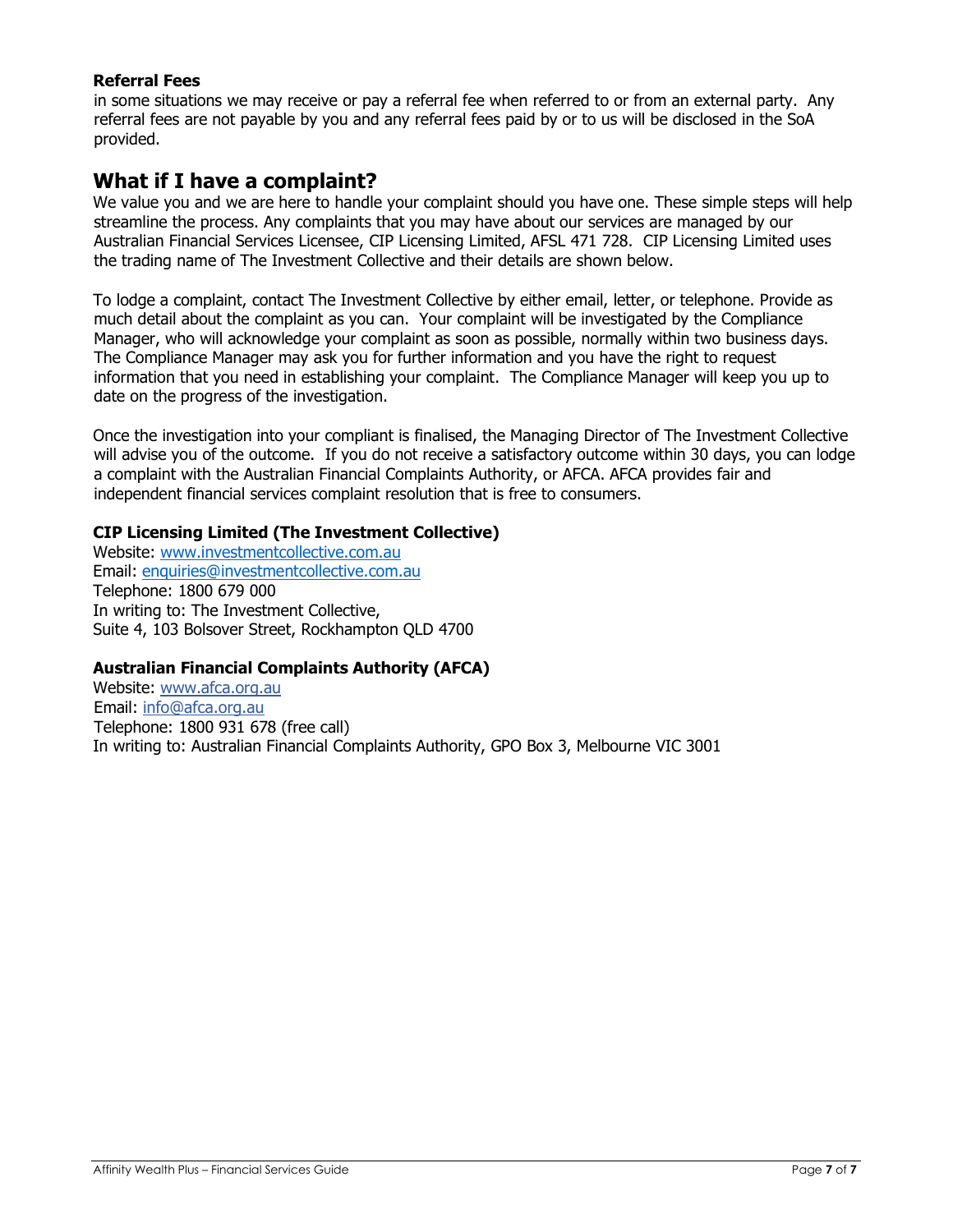### Referral Fees

in some situations we may receive or pay a referral fee when referred to or from an external party. Any referral fees are not payable by you and any referral fees paid by or to us will be disclosed in the SoA provided.

## What if I have a complaint?

We value you and we are here to handle your complaint should you have one. These simple steps will help streamline the process. Any complaints that you may have about our services are managed by our Australian Financial Services Licensee, CIP Licensing Limited, AFSL 471 728. CIP Licensing Limited uses the trading name of The Investment Collective and their details are shown below.

To lodge a complaint, contact The Investment Collective by either email, letter, or telephone. Provide as much detail about the complaint as you can. Your complaint will be investigated by the Compliance Manager, who will acknowledge your complaint as soon as possible, normally within two business days. The Compliance Manager may ask you for further information and you have the right to request information that you need in establishing your complaint. The Compliance Manager will keep you up to date on the progress of the investigation.

Once the investigation into your compliant is finalised, the Managing Director of The Investment Collective will advise you of the outcome. If you do not receive a satisfactory outcome within 30 days, you can lodge a complaint with the Australian Financial Complaints Authority, or AFCA. AFCA provides fair and independent financial services complaint resolution that is free to consumers.

### CIP Licensing Limited (The Investment Collective)

Website: www.investmentcollective.com.au
Email: enquiries@investmentcollective.com.au
Telephone: 1800 679 000
In writing to: The Investment Collective,
Suite 4, 103 Bolsover Street, Rockhampton QLD 4700

### Australian Financial Complaints Authority (AFCA)

Website: www.afca.org.au
Email: info@afca.org.au
Telephone: 1800 931 678 (free call)
In writing to: Australian Financial Complaints Authority, GPO Box 3, Melbourne VIC 3001